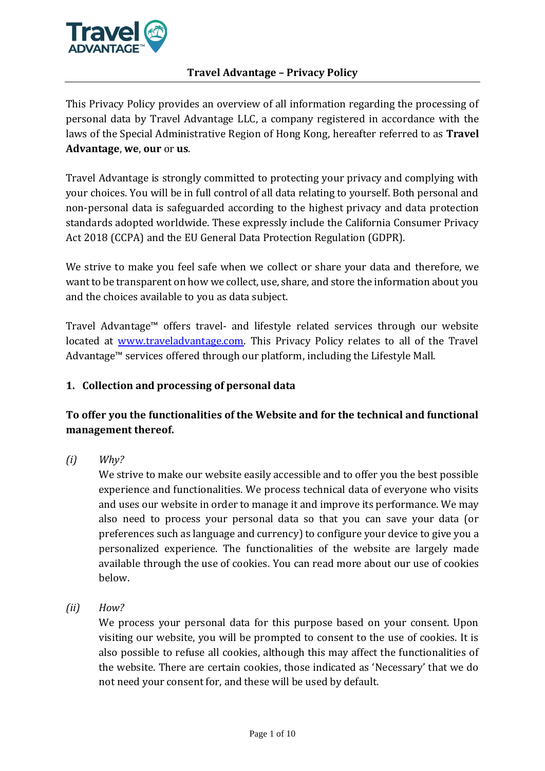# Travel Advantage – Privacy Policy

This Privacy Policy provides an overview of all information regarding the processing of personal data by Travel Advantage LLC, a company registered in accordance with the laws of the Special Administrative Region of Hong Kong, hereafter referred to as **Travel Advantage**, **we**, **our** or **us**.

Travel Advantage is strongly committed to protecting your privacy and complying with your choices. You will be in full control of all data relating to yourself. Both personal and non-personal data is safeguarded according to the highest privacy and data protection standards adopted worldwide. These expressly include the California Consumer Privacy Act 2018 (CCPA) and the EU General Data Protection Regulation (GDPR).

We strive to make you feel safe when we collect or share your data and therefore, we want to be transparent on how we collect, use, share, and store the information about you and the choices available to you as data subject.

Travel Advantage™ offers travel- and lifestyle related services through our website located at [www.traveladvantage.com](http://www.traveladvantage.com). This Privacy Policy relates to all of the Travel Advantage™ services offered through our platform, including the Lifestyle Mall.

## 1. Collection and processing of personal data

### To offer you the functionalities of the Website and for the technical and functional management thereof.

*(i)* *Why?*

We strive to make our website easily accessible and to offer you the best possible experience and functionalities. We process technical data of everyone who visits and uses our website in order to manage it and improve its performance. We may also need to process your personal data so that you can save your data (or preferences such as language and currency) to configure your device to give you a personalized experience. The functionalities of the website are largely made available through the use of cookies. You can read more about our use of cookies below.

*(ii)* *How?*

We process your personal data for this purpose based on your consent. Upon visiting our website, you will be prompted to consent to the use of cookies. It is also possible to refuse all cookies, although this may affect the functionalities of the website. There are certain cookies, those indicated as 'Necessary' that we do not need your consent for, and these will be used by default.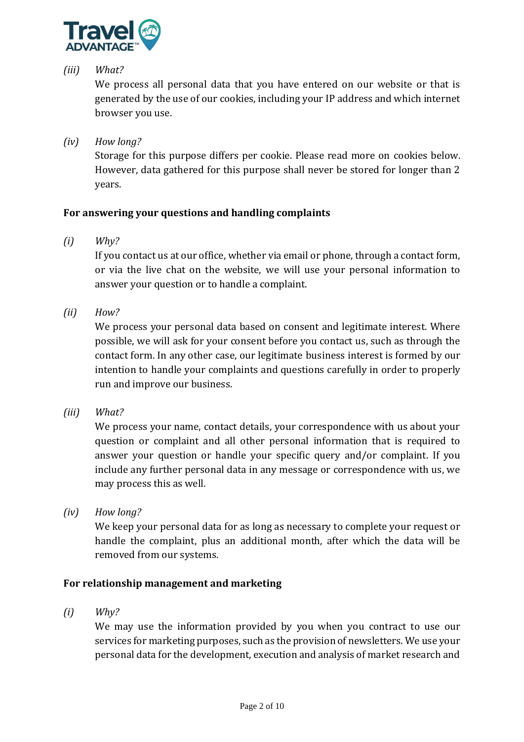*(iii)* *What?*

We process all personal data that you have entered on our website or that is generated by the use of our cookies, including your IP address and which internet browser you use.

*(iv)* *How long?*

Storage for this purpose differs per cookie. Please read more on cookies below. However, data gathered for this purpose shall never be stored for longer than 2 years.

**For answering your questions and handling complaints**

*(i)* *Why?*

If you contact us at our office, whether via email or phone, through a contact form, or via the live chat on the website, we will use your personal information to answer your question or to handle a complaint.

*(ii)* *How?*

We process your personal data based on consent and legitimate interest. Where possible, we will ask for your consent before you contact us, such as through the contact form. In any other case, our legitimate business interest is formed by our intention to handle your complaints and questions carefully in order to properly run and improve our business.

*(iii)* *What?*

We process your name, contact details, your correspondence with us about your question or complaint and all other personal information that is required to answer your question or handle your specific query and/or complaint. If you include any further personal data in any message or correspondence with us, we may process this as well.

*(iv)* *How long?*

We keep your personal data for as long as necessary to complete your request or handle the complaint, plus an additional month, after which the data will be removed from our systems.

**For relationship management and marketing**

*(i)* *Why?*

We may use the information provided by you when you contract to use our services for marketing purposes, such as the provision of newsletters. We use your personal data for the development, execution and analysis of market research and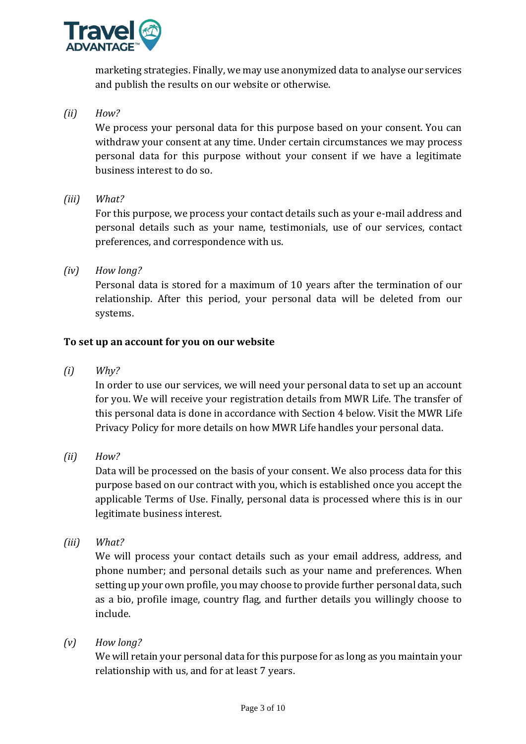marketing strategies. Finally, we may use anonymized data to analyse our services and publish the results on our website or otherwise.

*(ii)* *How?*

We process your personal data for this purpose based on your consent. You can withdraw your consent at any time. Under certain circumstances we may process personal data for this purpose without your consent if we have a legitimate business interest to do so.

*(iii)* *What?*

For this purpose, we process your contact details such as your e-mail address and personal details such as your name, testimonials, use of our services, contact preferences, and correspondence with us.

*(iv)* *How long?*

Personal data is stored for a maximum of 10 years after the termination of our relationship. After this period, your personal data will be deleted from our systems.

**To set up an account for you on our website**

*(i)* *Why?*

In order to use our services, we will need your personal data to set up an account for you. We will receive your registration details from MWR Life. The transfer of this personal data is done in accordance with Section 4 below. Visit the MWR Life Privacy Policy for more details on how MWR Life handles your personal data.

*(ii)* *How?*

Data will be processed on the basis of your consent. We also process data for this purpose based on our contract with you, which is established once you accept the applicable Terms of Use. Finally, personal data is processed where this is in our legitimate business interest.

*(iii)* *What?*

We will process your contact details such as your email address, address, and phone number; and personal details such as your name and preferences. When setting up your own profile, you may choose to provide further personal data, such as a bio, profile image, country flag, and further details you willingly choose to include.

*(v)* *How long?*

We will retain your personal data for this purpose for as long as you maintain your relationship with us, and for at least 7 years.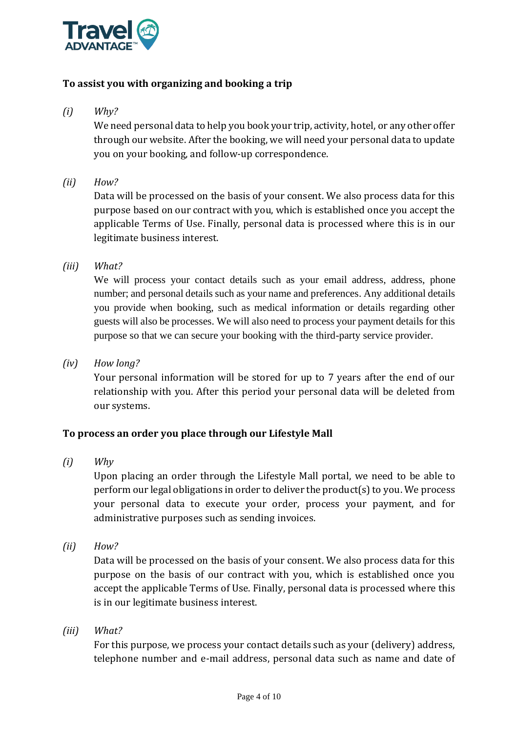**To assist you with organizing and booking a trip**

*(i)* *Why?*

We need personal data to help you book your trip, activity, hotel, or any other offer through our website. After the booking, we will need your personal data to update you on your booking, and follow-up correspondence.

*(ii)* *How?*

Data will be processed on the basis of your consent. We also process data for this purpose based on our contract with you, which is established once you accept the applicable Terms of Use. Finally, personal data is processed where this is in our legitimate business interest.

*(iii)* *What?*

We will process your contact details such as your email address, address, phone number; and personal details such as your name and preferences. Any additional details you provide when booking, such as medical information or details regarding other guests will also be processes. We will also need to process your payment details for this purpose so that we can secure your booking with the third-party service provider.

*(iv)* *How long?*

Your personal information will be stored for up to 7 years after the end of our relationship with you. After this period your personal data will be deleted from our systems.

**To process an order you place through our Lifestyle Mall**

*(i)* *Why*

Upon placing an order through the Lifestyle Mall portal, we need to be able to perform our legal obligations in order to deliver the product(s) to you. We process your personal data to execute your order, process your payment, and for administrative purposes such as sending invoices.

*(ii)* *How?*

Data will be processed on the basis of your consent. We also process data for this purpose on the basis of our contract with you, which is established once you accept the applicable Terms of Use. Finally, personal data is processed where this is in our legitimate business interest.

*(iii)* *What?*

For this purpose, we process your contact details such as your (delivery) address, telephone number and e-mail address, personal data such as name and date of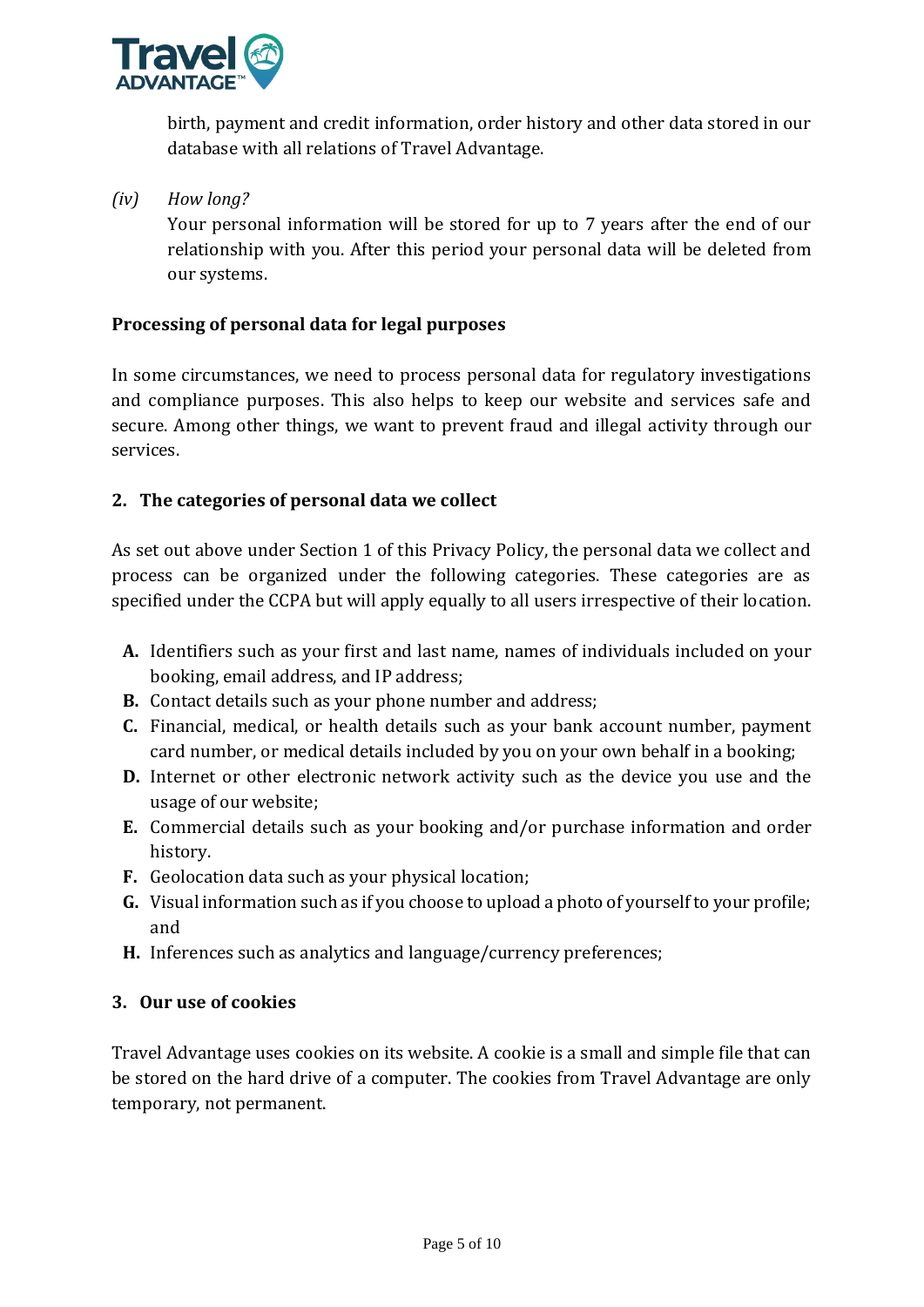birth, payment and credit information, order history and other data stored in our database with all relations of Travel Advantage.

*(iv)* *How long?*
Your personal information will be stored for up to 7 years after the end of our relationship with you. After this period your personal data will be deleted from our systems.

**Processing of personal data for legal purposes**

In some circumstances, we need to process personal data for regulatory investigations and compliance purposes. This also helps to keep our website and services safe and secure. Among other things, we want to prevent fraud and illegal activity through our services.

## 2. The categories of personal data we collect

As set out above under Section 1 of this Privacy Policy, the personal data we collect and process can be organized under the following categories. These categories are as specified under the CCPA but will apply equally to all users irrespective of their location.

- **A.** Identifiers such as your first and last name, names of individuals included on your booking, email address, and IP address;
- **B.** Contact details such as your phone number and address;
- **C.** Financial, medical, or health details such as your bank account number, payment card number, or medical details included by you on your own behalf in a booking;
- **D.** Internet or other electronic network activity such as the device you use and the usage of our website;
- **E.** Commercial details such as your booking and/or purchase information and order history.
- **F.** Geolocation data such as your physical location;
- **G.** Visual information such as if you choose to upload a photo of yourself to your profile; and
- **H.** Inferences such as analytics and language/currency preferences;

## 3. Our use of cookies

Travel Advantage uses cookies on its website. A cookie is a small and simple file that can be stored on the hard drive of a computer. The cookies from Travel Advantage are only temporary, not permanent.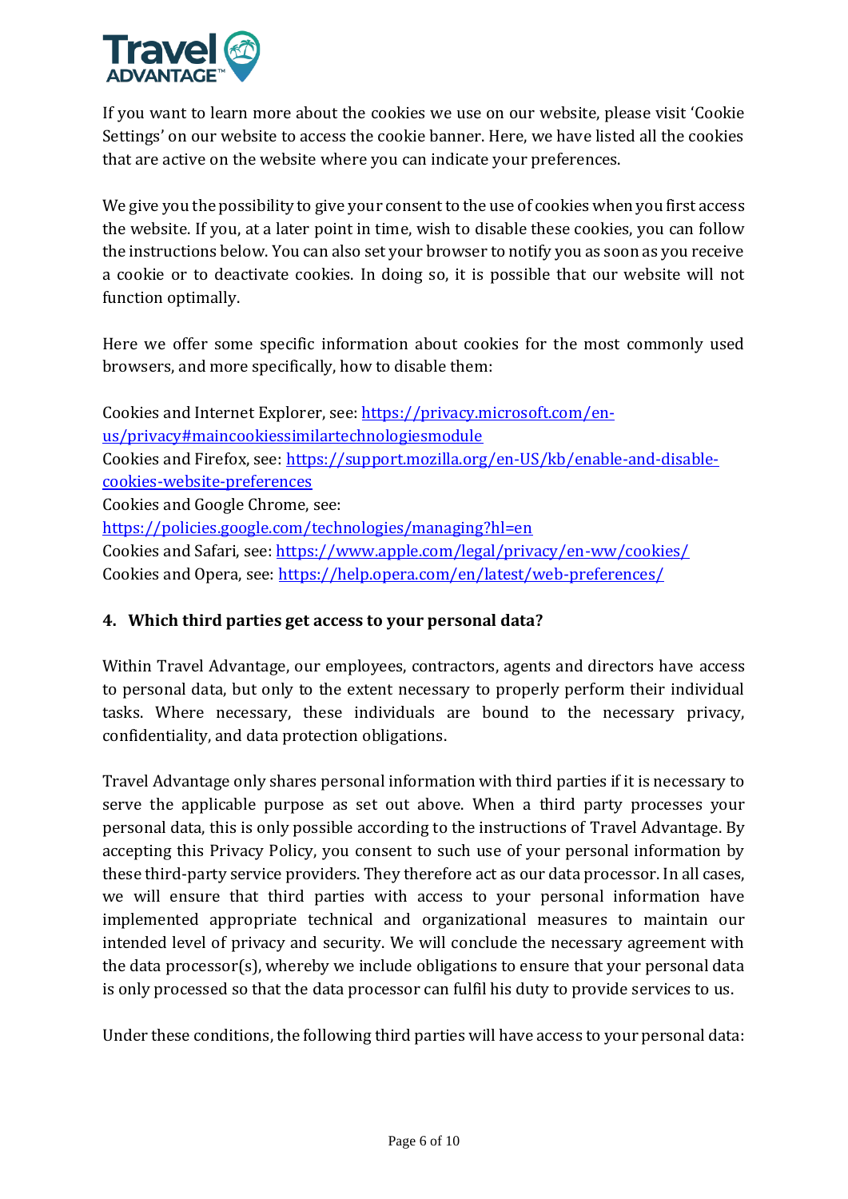If you want to learn more about the cookies we use on our website, please visit 'Cookie Settings' on our website to access the cookie banner. Here, we have listed all the cookies that are active on the website where you can indicate your preferences.

We give you the possibility to give your consent to the use of cookies when you first access the website. If you, at a later point in time, wish to disable these cookies, you can follow the instructions below. You can also set your browser to notify you as soon as you receive a cookie or to deactivate cookies. In doing so, it is possible that our website will not function optimally.

Here we offer some specific information about cookies for the most commonly used browsers, and more specifically, how to disable them:

Cookies and Internet Explorer, see: https://privacy.microsoft.com/en-us/privacy#maincookiessimilartechnologiesmodule
Cookies and Firefox, see: https://support.mozilla.org/en-US/kb/enable-and-disable-cookies-website-preferences
Cookies and Google Chrome, see: https://policies.google.com/technologies/managing?hl=en
Cookies and Safari, see: https://www.apple.com/legal/privacy/en-ww/cookies/
Cookies and Opera, see: https://help.opera.com/en/latest/web-preferences/

## 4. Which third parties get access to your personal data?

Within Travel Advantage, our employees, contractors, agents and directors have access to personal data, but only to the extent necessary to properly perform their individual tasks. Where necessary, these individuals are bound to the necessary privacy, confidentiality, and data protection obligations.

Travel Advantage only shares personal information with third parties if it is necessary to serve the applicable purpose as set out above. When a third party processes your personal data, this is only possible according to the instructions of Travel Advantage. By accepting this Privacy Policy, you consent to such use of your personal information by these third-party service providers. They therefore act as our data processor. In all cases, we will ensure that third parties with access to your personal information have implemented appropriate technical and organizational measures to maintain our intended level of privacy and security. We will conclude the necessary agreement with the data processor(s), whereby we include obligations to ensure that your personal data is only processed so that the data processor can fulfil his duty to provide services to us.

Under these conditions, the following third parties will have access to your personal data: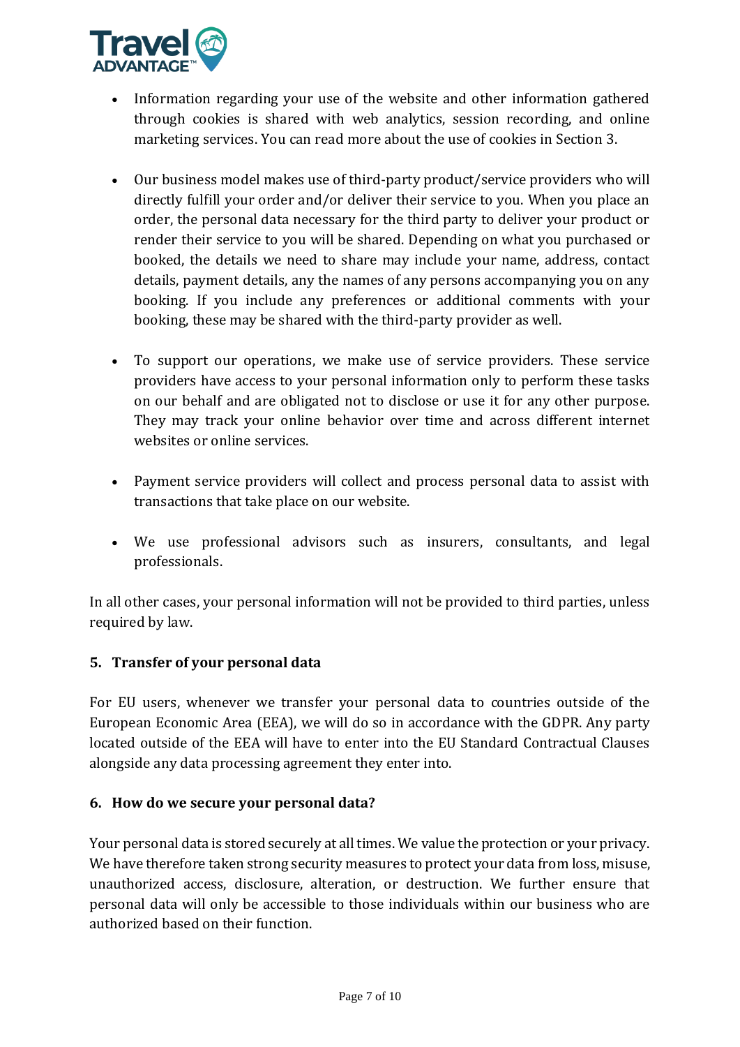- Information regarding your use of the website and other information gathered through cookies is shared with web analytics, session recording, and online marketing services. You can read more about the use of cookies in Section 3.

- Our business model makes use of third-party product/service providers who will directly fulfill your order and/or deliver their service to you. When you place an order, the personal data necessary for the third party to deliver your product or render their service to you will be shared. Depending on what you purchased or booked, the details we need to share may include your name, address, contact details, payment details, any the names of any persons accompanying you on any booking. If you include any preferences or additional comments with your booking, these may be shared with the third-party provider as well.

- To support our operations, we make use of service providers. These service providers have access to your personal information only to perform these tasks on our behalf and are obligated not to disclose or use it for any other purpose. They may track your online behavior over time and across different internet websites or online services.

- Payment service providers will collect and process personal data to assist with transactions that take place on our website.

- We use professional advisors such as insurers, consultants, and legal professionals.

In all other cases, your personal information will not be provided to third parties, unless required by law.

## 5. Transfer of your personal data

For EU users, whenever we transfer your personal data to countries outside of the European Economic Area (EEA), we will do so in accordance with the GDPR. Any party located outside of the EEA will have to enter into the EU Standard Contractual Clauses alongside any data processing agreement they enter into.

## 6. How do we secure your personal data?

Your personal data is stored securely at all times. We value the protection or your privacy. We have therefore taken strong security measures to protect your data from loss, misuse, unauthorized access, disclosure, alteration, or destruction. We further ensure that personal data will only be accessible to those individuals within our business who are authorized based on their function.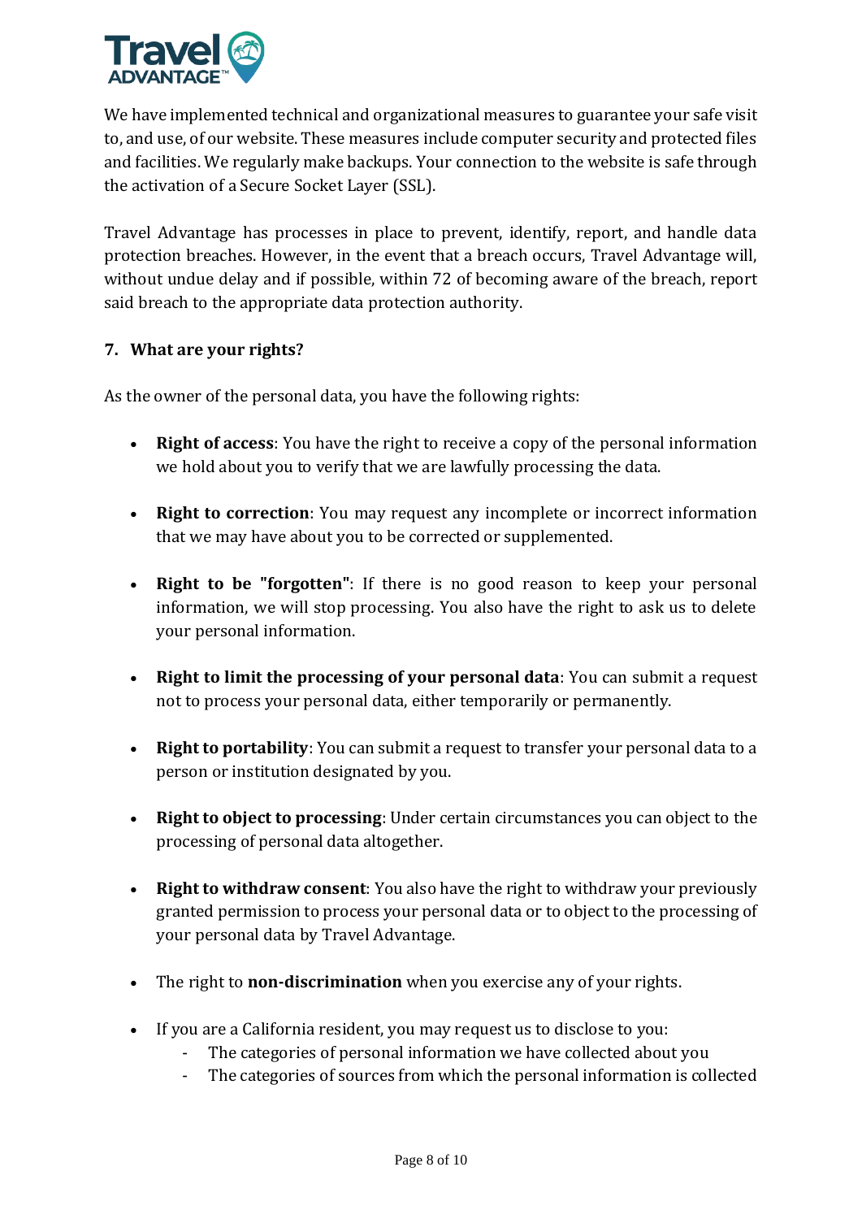We have implemented technical and organizational measures to guarantee your safe visit to, and use, of our website. These measures include computer security and protected files and facilities. We regularly make backups. Your connection to the website is safe through the activation of a Secure Socket Layer (SSL).

Travel Advantage has processes in place to prevent, identify, report, and handle data protection breaches. However, in the event that a breach occurs, Travel Advantage will, without undue delay and if possible, within 72 of becoming aware of the breach, report said breach to the appropriate data protection authority.

## 7. What are your rights?

As the owner of the personal data, you have the following rights:

- **Right of access**: You have the right to receive a copy of the personal information we hold about you to verify that we are lawfully processing the data.

- **Right to correction**: You may request any incomplete or incorrect information that we may have about you to be corrected or supplemented.

- **Right to be "forgotten"**: If there is no good reason to keep your personal information, we will stop processing. You also have the right to ask us to delete your personal information.

- **Right to limit the processing of your personal data**: You can submit a request not to process your personal data, either temporarily or permanently.

- **Right to portability**: You can submit a request to transfer your personal data to a person or institution designated by you.

- **Right to object to processing**: Under certain circumstances you can object to the processing of personal data altogether.

- **Right to withdraw consent**: You also have the right to withdraw your previously granted permission to process your personal data or to object to the processing of your personal data by Travel Advantage.

- The right to **non-discrimination** when you exercise any of your rights.

- If you are a California resident, you may request us to disclose to you:
  - The categories of personal information we have collected about you
  - The categories of sources from which the personal information is collected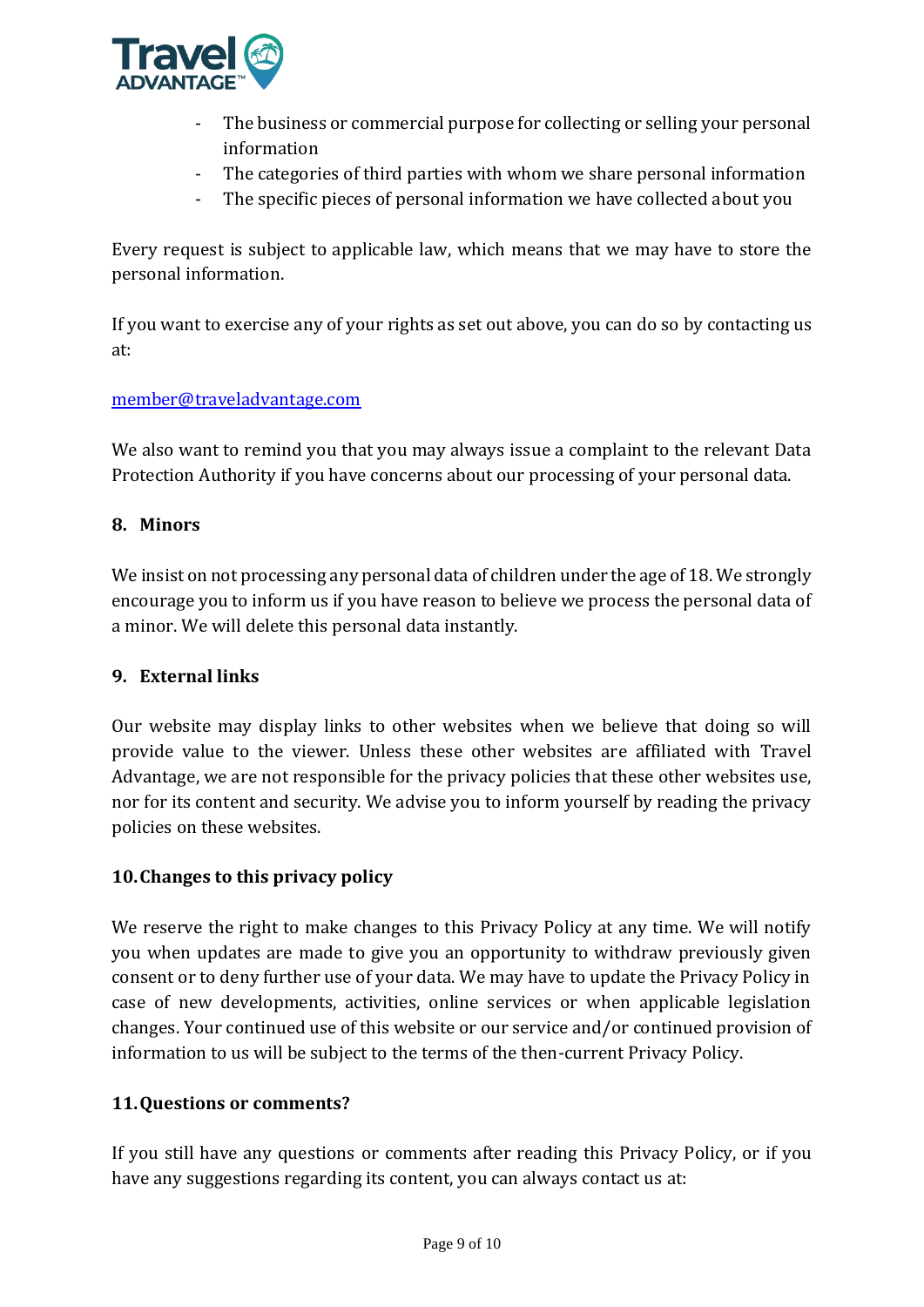- The business or commercial purpose for collecting or selling your personal information
- The categories of third parties with whom we share personal information
- The specific pieces of personal information we have collected about you

Every request is subject to applicable law, which means that we may have to store the personal information.

If you want to exercise any of your rights as set out above, you can do so by contacting us at:

member@traveladvantage.com

We also want to remind you that you may always issue a complaint to the relevant Data Protection Authority if you have concerns about our processing of your personal data.

## 8. Minors

We insist on not processing any personal data of children under the age of 18. We strongly encourage you to inform us if you have reason to believe we process the personal data of a minor. We will delete this personal data instantly.

## 9. External links

Our website may display links to other websites when we believe that doing so will provide value to the viewer. Unless these other websites are affiliated with Travel Advantage, we are not responsible for the privacy policies that these other websites use, nor for its content and security. We advise you to inform yourself by reading the privacy policies on these websites.

## 10. Changes to this privacy policy

We reserve the right to make changes to this Privacy Policy at any time. We will notify you when updates are made to give you an opportunity to withdraw previously given consent or to deny further use of your data. We may have to update the Privacy Policy in case of new developments, activities, online services or when applicable legislation changes. Your continued use of this website or our service and/or continued provision of information to us will be subject to the terms of the then-current Privacy Policy.

## 11. Questions or comments?

If you still have any questions or comments after reading this Privacy Policy, or if you have any suggestions regarding its content, you can always contact us at: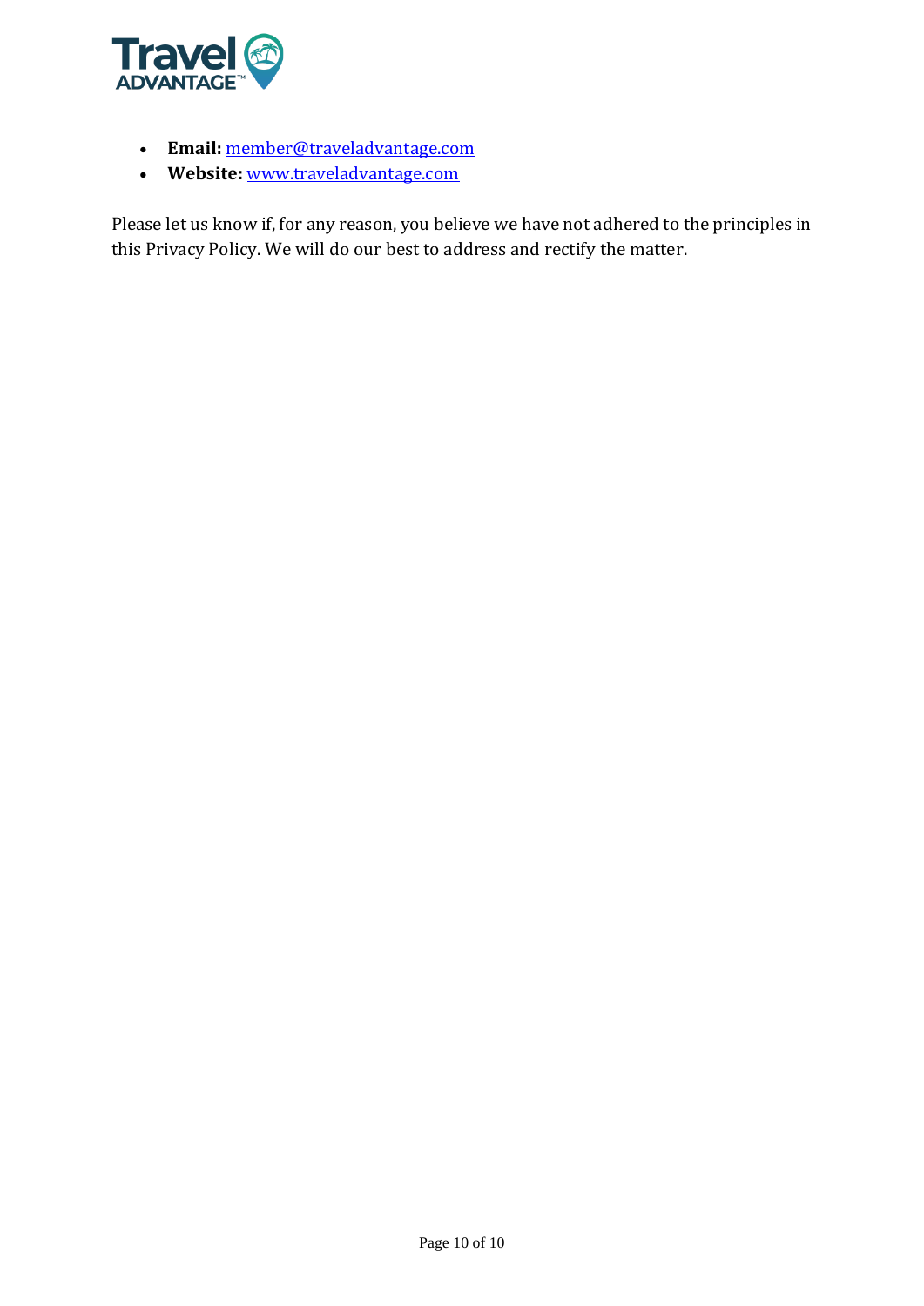- **Email:** member@traveladvantage.com
- **Website:** www.traveladvantage.com

Please let us know if, for any reason, you believe we have not adhered to the principles in this Privacy Policy. We will do our best to address and rectify the matter.